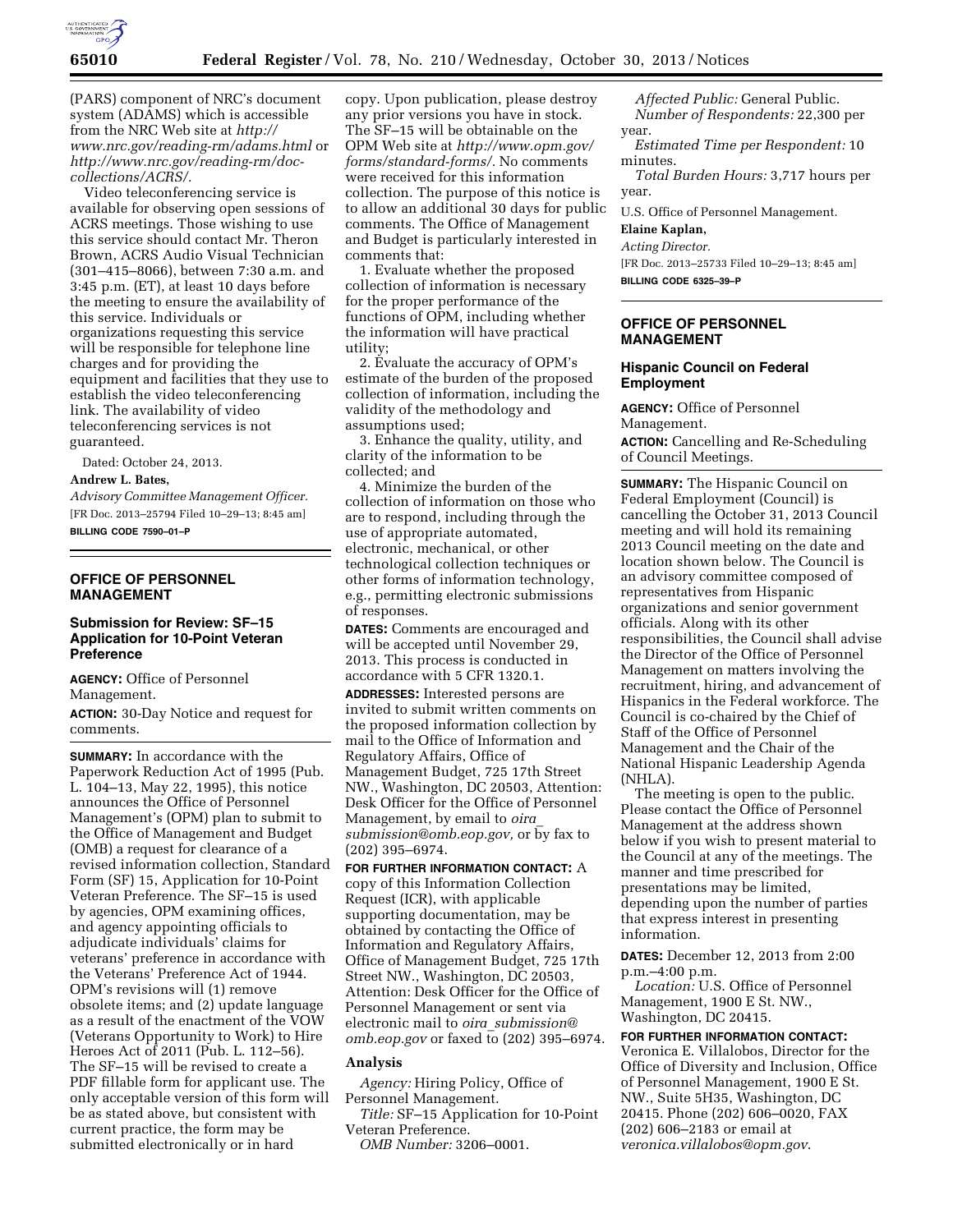(PARS) component of NRC's document system (ADAMS) which is accessible from the NRC Web site at *http://www.nrc.gov/reading-rm/adams.html* or *http://www.nrc.gov/reading-rm/doc-collections/ACRS/.*

Video teleconferencing service is available for observing open sessions of ACRS meetings. Those wishing to use this service should contact Mr. Theron Brown, ACRS Audio Visual Technician (301–415–8066), between 7:30 a.m. and 3:45 p.m. (ET), at least 10 days before the meeting to ensure the availability of this service. Individuals or organizations requesting this service will be responsible for telephone line charges and for providing the equipment and facilities that they use to establish the video teleconferencing link. The availability of video teleconferencing services is not guaranteed.

Dated: October 24, 2013.

**Andrew L. Bates,**

*Advisory Committee Management Officer.*

[FR Doc. 2013–25794 Filed 10–29–13; 8:45 am]

**BILLING CODE 7590–01–P**

## OFFICE OF PERSONNEL MANAGEMENT

### Submission for Review: SF–15 Application for 10-Point Veteran Preference

**AGENCY:** Office of Personnel Management.

**ACTION:** 30-Day Notice and request for comments.

**SUMMARY:** In accordance with the Paperwork Reduction Act of 1995 (Pub. L. 104–13, May 22, 1995), this notice announces the Office of Personnel Management's (OPM) plan to submit to the Office of Management and Budget (OMB) a request for clearance of a revised information collection, Standard Form (SF) 15, Application for 10-Point Veteran Preference. The SF–15 is used by agencies, OPM examining offices, and agency appointing officials to adjudicate individuals' claims for veterans' preference in accordance with the Veterans' Preference Act of 1944. OPM's revisions will (1) remove obsolete items; and (2) update language as a result of the enactment of the VOW (Veterans Opportunity to Work) to Hire Heroes Act of 2011 (Pub. L. 112–56). The SF–15 will be revised to create a PDF fillable form for applicant use. The only acceptable version of this form will be as stated above, but consistent with current practice, the form may be submitted electronically or in hard copy. Upon publication, please destroy any prior versions you have in stock. The SF–15 will be obtainable on the OPM Web site at *http://www.opm.gov/forms/standard-forms/.* No comments were received for this information collection. The purpose of this notice is to allow an additional 30 days for public comments. The Office of Management and Budget is particularly interested in comments that:

1. Evaluate whether the proposed collection of information is necessary for the proper performance of the functions of OPM, including whether the information will have practical utility;

2. Evaluate the accuracy of OPM's estimate of the burden of the proposed collection of information, including the validity of the methodology and assumptions used;

3. Enhance the quality, utility, and clarity of the information to be collected; and

4. Minimize the burden of the collection of information on those who are to respond, including through the use of appropriate automated, electronic, mechanical, or other technological collection techniques or other forms of information technology, e.g., permitting electronic submissions of responses.

**DATES:** Comments are encouraged and will be accepted until November 29, 2013. This process is conducted in accordance with 5 CFR 1320.1.

**ADDRESSES:** Interested persons are invited to submit written comments on the proposed information collection by mail to the Office of Information and Regulatory Affairs, Office of Management Budget, 725 17th Street NW., Washington, DC 20503, Attention: Desk Officer for the Office of Personnel Management, by email to *oira_submission@omb.eop.gov,* or by fax to (202) 395–6974.

**FOR FURTHER INFORMATION CONTACT:** A copy of this Information Collection Request (ICR), with applicable supporting documentation, may be obtained by contacting the Office of Information and Regulatory Affairs, Office of Management Budget, 725 17th Street NW., Washington, DC 20503, Attention: Desk Officer for the Office of Personnel Management or sent via electronic mail to *oira_submission@omb.eop.gov* or faxed to (202) 395–6974.

### Analysis

*Agency:* Hiring Policy, Office of Personnel Management.

*Title:* SF–15 Application for 10-Point Veteran Preference.

*OMB Number:* 3206–0001.

*Affected Public:* General Public.

*Number of Respondents:* 22,300 per year.

*Estimated Time per Respondent:* 10 minutes.

*Total Burden Hours:* 3,717 hours per year.

U.S. Office of Personnel Management.

**Elaine Kaplan,**

*Acting Director.*

[FR Doc. 2013–25733 Filed 10–29–13; 8:45 am]

**BILLING CODE 6325–39–P**

## OFFICE OF PERSONNEL MANAGEMENT

### Hispanic Council on Federal Employment

**AGENCY:** Office of Personnel Management.

**ACTION:** Cancelling and Re-Scheduling of Council Meetings.

**SUMMARY:** The Hispanic Council on Federal Employment (Council) is cancelling the October 31, 2013 Council meeting and will hold its remaining 2013 Council meeting on the date and location shown below. The Council is an advisory committee composed of representatives from Hispanic organizations and senior government officials. Along with its other responsibilities, the Council shall advise the Director of the Office of Personnel Management on matters involving the recruitment, hiring, and advancement of Hispanics in the Federal workforce. The Council is co-chaired by the Chief of Staff of the Office of Personnel Management and the Chair of the National Hispanic Leadership Agenda (NHLA).

The meeting is open to the public. Please contact the Office of Personnel Management at the address shown below if you wish to present material to the Council at any of the meetings. The manner and time prescribed for presentations may be limited, depending upon the number of parties that express interest in presenting information.

**DATES:** December 12, 2013 from 2:00 p.m.–4:00 p.m.

*Location:* U.S. Office of Personnel Management, 1900 E St. NW., Washington, DC 20415.

**FOR FURTHER INFORMATION CONTACT:** Veronica E. Villalobos, Director for the Office of Diversity and Inclusion, Office of Personnel Management, 1900 E St. NW., Suite 5H35, Washington, DC 20415. Phone (202) 606–0020, FAX (202) 606–2183 or email at *veronica.villalobos@opm.gov.*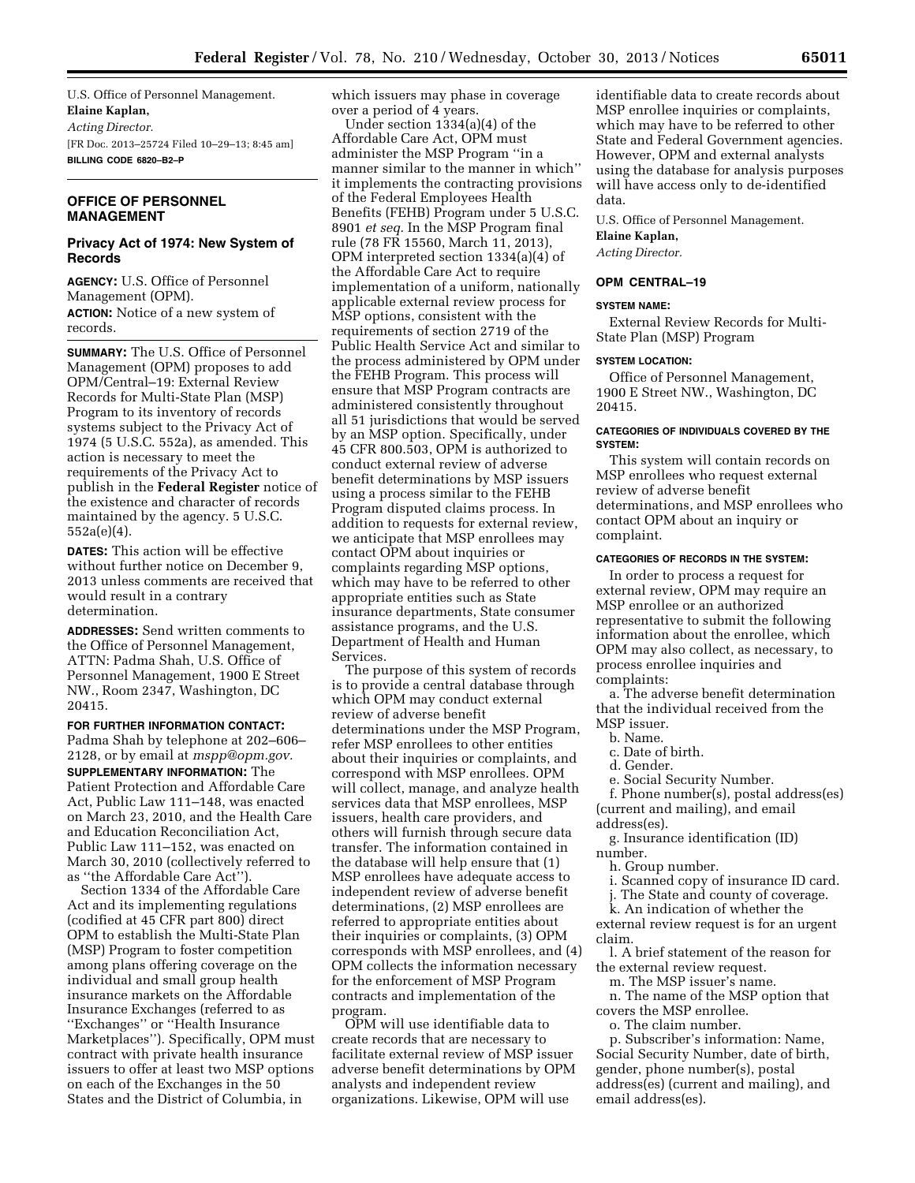U.S. Office of Personnel Management.

**Elaine Kaplan,**

*Acting Director.*

[FR Doc. 2013–25724 Filed 10–29–13; 8:45 am]

**BILLING CODE 6820–B2–P**

## OFFICE OF PERSONNEL MANAGEMENT

### Privacy Act of 1974: New System of Records

**AGENCY:** U.S. Office of Personnel Management (OPM).

**ACTION:** Notice of a new system of records.

**SUMMARY:** The U.S. Office of Personnel Management (OPM) proposes to add OPM/Central–19: External Review Records for Multi-State Plan (MSP) Program to its inventory of records systems subject to the Privacy Act of 1974 (5 U.S.C. 552a), as amended. This action is necessary to meet the requirements of the Privacy Act to publish in the **Federal Register** notice of the existence and character of records maintained by the agency. 5 U.S.C. 552a(e)(4).

**DATES:** This action will be effective without further notice on December 9, 2013 unless comments are received that would result in a contrary determination.

**ADDRESSES:** Send written comments to the Office of Personnel Management, ATTN: Padma Shah, U.S. Office of Personnel Management, 1900 E Street NW., Room 2347, Washington, DC 20415.

**FOR FURTHER INFORMATION CONTACT:** Padma Shah by telephone at 202–606–2128, or by email at *mspp@opm.gov.*

**SUPPLEMENTARY INFORMATION:** The Patient Protection and Affordable Care Act, Public Law 111–148, was enacted on March 23, 2010, and the Health Care and Education Reconciliation Act, Public Law 111–152, was enacted on March 30, 2010 (collectively referred to as ''the Affordable Care Act'').

Section 1334 of the Affordable Care Act and its implementing regulations (codified at 45 CFR part 800) direct OPM to establish the Multi-State Plan (MSP) Program to foster competition among plans offering coverage on the individual and small group health insurance markets on the Affordable Insurance Exchanges (referred to as ''Exchanges'' or ''Health Insurance Marketplaces''). Specifically, OPM must contract with private health insurance issuers to offer at least two MSP options on each of the Exchanges in the 50 States and the District of Columbia, in which issuers may phase in coverage over a period of 4 years.

Under section 1334(a)(4) of the Affordable Care Act, OPM must administer the MSP Program ''in a manner similar to the manner in which'' it implements the contracting provisions of the Federal Employees Health Benefits (FEHB) Program under 5 U.S.C. 8901 *et seq.* In the MSP Program final rule (78 FR 15560, March 11, 2013), OPM interpreted section 1334(a)(4) of the Affordable Care Act to require implementation of a uniform, nationally applicable external review process for MSP options, consistent with the requirements of section 2719 of the Public Health Service Act and similar to the process administered by OPM under the FEHB Program. This process will ensure that MSP Program contracts are administered consistently throughout all 51 jurisdictions that would be served by an MSP option. Specifically, under 45 CFR 800.503, OPM is authorized to conduct external review of adverse benefit determinations by MSP issuers using a process similar to the FEHB Program disputed claims process. In addition to requests for external review, we anticipate that MSP enrollees may contact OPM about inquiries or complaints regarding MSP options, which may have to be referred to other appropriate entities such as State insurance departments, State consumer assistance programs, and the U.S. Department of Health and Human Services.

The purpose of this system of records is to provide a central database through which OPM may conduct external review of adverse benefit determinations under the MSP Program, refer MSP enrollees to other entities about their inquiries or complaints, and correspond with MSP enrollees. OPM will collect, manage, and analyze health services data that MSP enrollees, MSP issuers, health care providers, and others will furnish through secure data transfer. The information contained in the database will help ensure that (1) MSP enrollees have adequate access to independent review of adverse benefit determinations, (2) MSP enrollees are referred to appropriate entities about their inquiries or complaints, (3) OPM corresponds with MSP enrollees, and (4) OPM collects the information necessary for the enforcement of MSP Program contracts and implementation of the program.

OPM will use identifiable data to create records that are necessary to facilitate external review of MSP issuer adverse benefit determinations by OPM analysts and independent review organizations. Likewise, OPM will use identifiable data to create records about MSP enrollee inquiries or complaints, which may have to be referred to other State and Federal Government agencies. However, OPM and external analysts using the database for analysis purposes will have access only to de-identified data.

U.S. Office of Personnel Management.

**Elaine Kaplan,**

*Acting Director.*

### OPM CENTRAL–19

#### SYSTEM NAME:

External Review Records for Multi-State Plan (MSP) Program

#### SYSTEM LOCATION:

Office of Personnel Management, 1900 E Street NW., Washington, DC 20415.

#### CATEGORIES OF INDIVIDUALS COVERED BY THE SYSTEM:

This system will contain records on MSP enrollees who request external review of adverse benefit determinations, and MSP enrollees who contact OPM about an inquiry or complaint.

#### CATEGORIES OF RECORDS IN THE SYSTEM:

In order to process a request for external review, OPM may require an MSP enrollee or an authorized representative to submit the following information about the enrollee, which OPM may also collect, as necessary, to process enrollee inquiries and complaints:

a. The adverse benefit determination that the individual received from the MSP issuer.

b. Name.

c. Date of birth.

d. Gender.

e. Social Security Number.

f. Phone number(s), postal address(es) (current and mailing), and email address(es).

g. Insurance identification (ID) number.

h. Group number.

i. Scanned copy of insurance ID card.

j. The State and county of coverage.

k. An indication of whether the external review request is for an urgent claim.

l. A brief statement of the reason for the external review request.

m. The MSP issuer's name.

n. The name of the MSP option that covers the MSP enrollee.

o. The claim number.

p. Subscriber's information: Name, Social Security Number, date of birth, gender, phone number(s), postal address(es) (current and mailing), and email address(es).